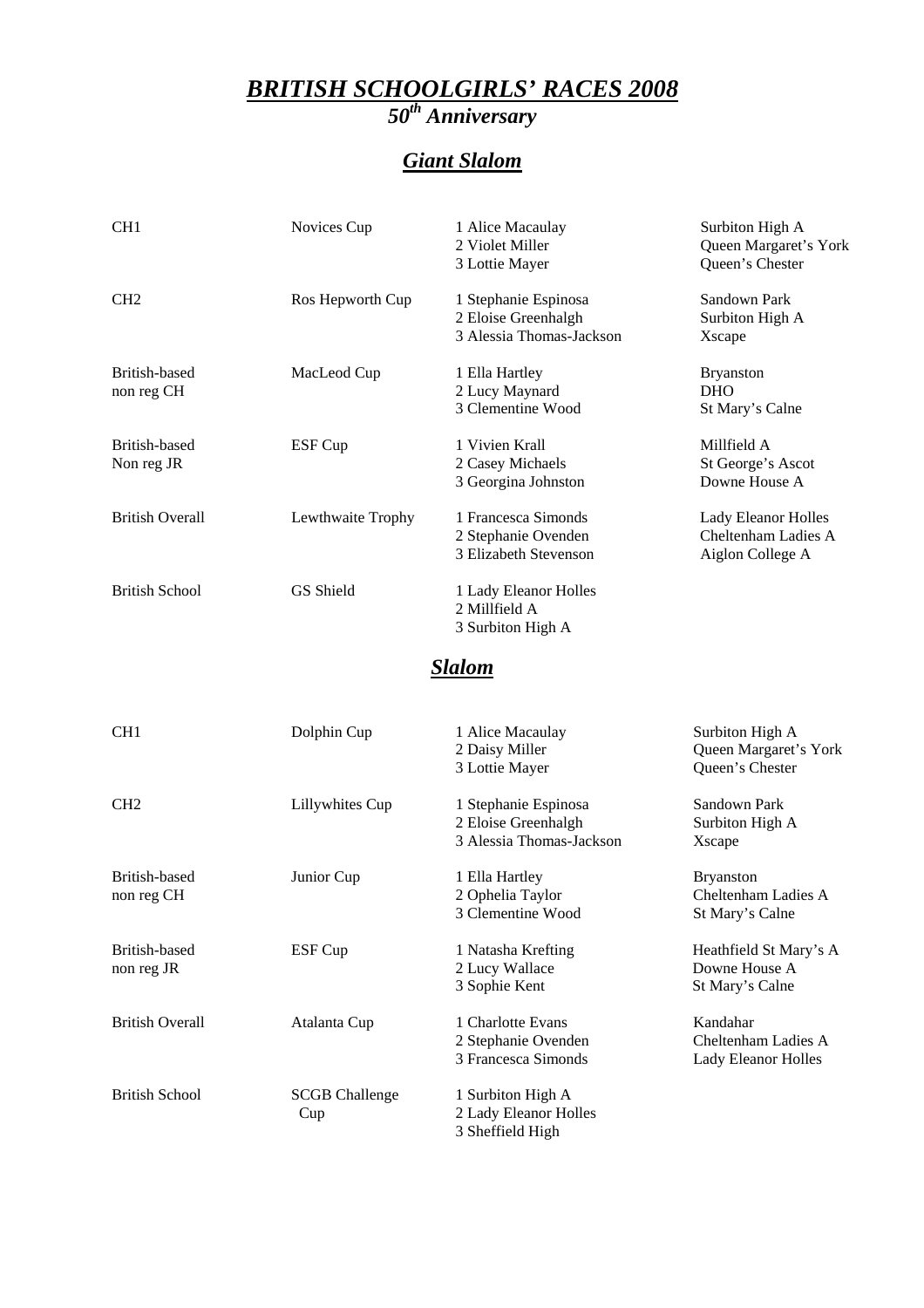# *BRITISH SCHOOLGIRLS' RACES 2008*

## *50th Anniversary*

## *Giant Slalom*

| Category | Trophy | Place | School |
| --- | --- | --- | --- |
| CH1 | Novices Cup | 1 Alice Macaulay | Surbiton High A |
| | | 2 Violet Miller | Queen Margaret's York |
| | | 3 Lottie Mayer | Queen's Chester |
| CH2 | Ros Hepworth Cup | 1 Stephanie Espinosa | Sandown Park |
| | | 2 Eloise Greenhalgh | Surbiton High A |
| | | 3 Alessia Thomas-Jackson | Xscape |
| British-based non reg CH | MacLeod Cup | 1 Ella Hartley | Bryanston |
| | | 2 Lucy Maynard | DHO |
| | | 3 Clementine Wood | St Mary's Calne |
| British-based Non reg JR | ESF Cup | 1 Vivien Krall | Millfield A |
| | | 2 Casey Michaels | St George's Ascot |
| | | 3 Georgina Johnston | Downe House A |
| British Overall | Lewthwaite Trophy | 1 Francesca Simonds | Lady Eleanor Holles |
| | | 2 Stephanie Ovenden | Cheltenham Ladies A |
| | | 3 Elizabeth Stevenson | Aiglon College A |
| British School | GS Shield | 1 Lady Eleanor Holles | |
| | | 2 Millfield A | |
| | | 3 Surbiton High A | |

## *Slalom*

| Category | Trophy | Place | School |
| --- | --- | --- | --- |
| CH1 | Dolphin Cup | 1 Alice Macaulay | Surbiton High A |
| | | 2 Daisy Miller | Queen Margaret's York |
| | | 3 Lottie Mayer | Queen's Chester |
| CH2 | Lillywhites Cup | 1 Stephanie Espinosa | Sandown Park |
| | | 2 Eloise Greenhalgh | Surbiton High A |
| | | 3 Alessia Thomas-Jackson | Xscape |
| British-based non reg CH | Junior Cup | 1 Ella Hartley | Bryanston |
| | | 2 Ophelia Taylor | Cheltenham Ladies A |
| | | 3 Clementine Wood | St Mary's Calne |
| British-based non reg JR | ESF Cup | 1 Natasha Krefting | Heathfield St Mary's A |
| | | 2 Lucy Wallace | Downe House A |
| | | 3 Sophie Kent | St Mary's Calne |
| British Overall | Atalanta Cup | 1 Charlotte Evans | Kandahar |
| | | 2 Stephanie Ovenden | Cheltenham Ladies A |
| | | 3 Francesca Simonds | Lady Eleanor Holles |
| British School | SCGB Challenge Cup | 1 Surbiton High A | |
| | | 2 Lady Eleanor Holles | |
| | | 3 Sheffield High | |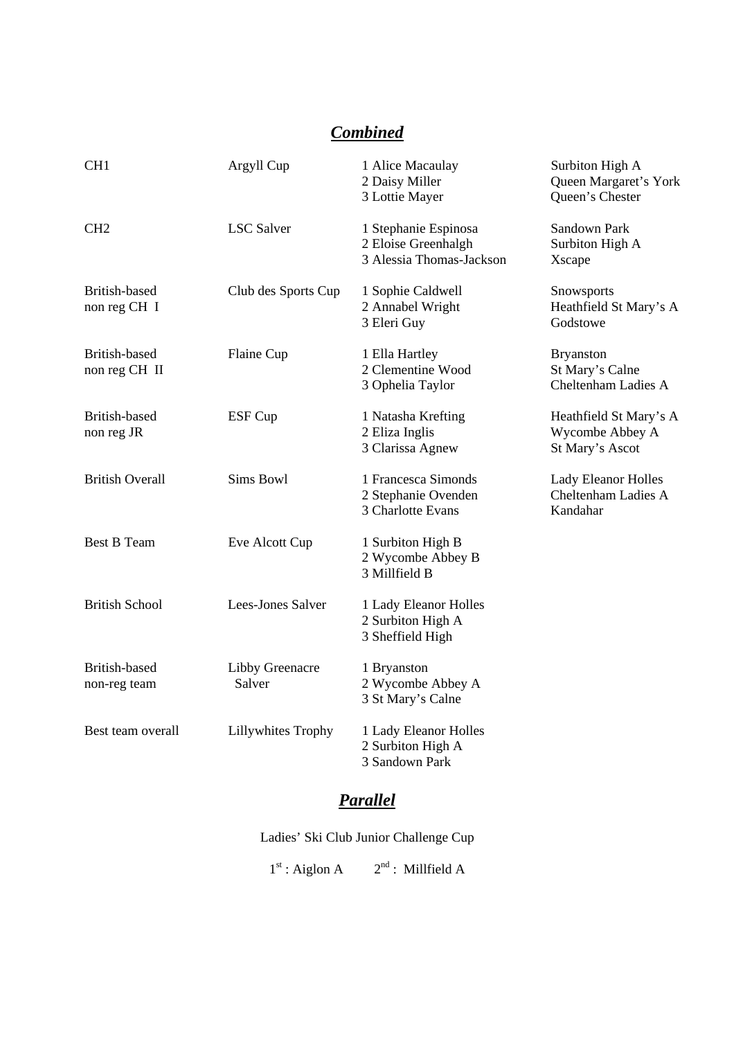## ***Combined***

| | | | |
|---|---|---|---|
| CH1 | Argyll Cup | 1 Alice Macaulay<br>2 Daisy Miller<br>3 Lottie Mayer | Surbiton High A<br>Queen Margaret's York<br>Queen's Chester |
| CH2 | LSC Salver | 1 Stephanie Espinosa<br>2 Eloise Greenhalgh<br>3 Alessia Thomas-Jackson | Sandown Park<br>Surbiton High A<br>Xscape |
| British-based non reg CH I | Club des Sports Cup | 1 Sophie Caldwell<br>2 Annabel Wright<br>3 Eleri Guy | Snowsports<br>Heathfield St Mary's A<br>Godstowe |
| British-based non reg CH II | Flaine Cup | 1 Ella Hartley<br>2 Clementine Wood<br>3 Ophelia Taylor | Bryanston<br>St Mary's Calne<br>Cheltenham Ladies A |
| British-based non reg JR | ESF Cup | 1 Natasha Krefting<br>2 Eliza Inglis<br>3 Clarissa Agnew | Heathfield St Mary's A<br>Wycombe Abbey A<br>St Mary's Ascot |
| British Overall | Sims Bowl | 1 Francesca Simonds<br>2 Stephanie Ovenden<br>3 Charlotte Evans | Lady Eleanor Holles<br>Cheltenham Ladies A<br>Kandahar |
| Best B Team | Eve Alcott Cup | 1 Surbiton High B<br>2 Wycombe Abbey B<br>3 Millfield B | |
| British School | Lees-Jones Salver | 1 Lady Eleanor Holles<br>2 Surbiton High A<br>3 Sheffield High | |
| British-based non-reg team | Libby Greenacre Salver | 1 Bryanston<br>2 Wycombe Abbey A<br>3 St Mary's Calne | |
| Best team overall | Lillywhites Trophy | 1 Lady Eleanor Holles<br>2 Surbiton High A<br>3 Sandown Park | |

## ***Parallel***

Ladies' Ski Club Junior Challenge Cup

1st : Aiglon A     2nd : Millfield A